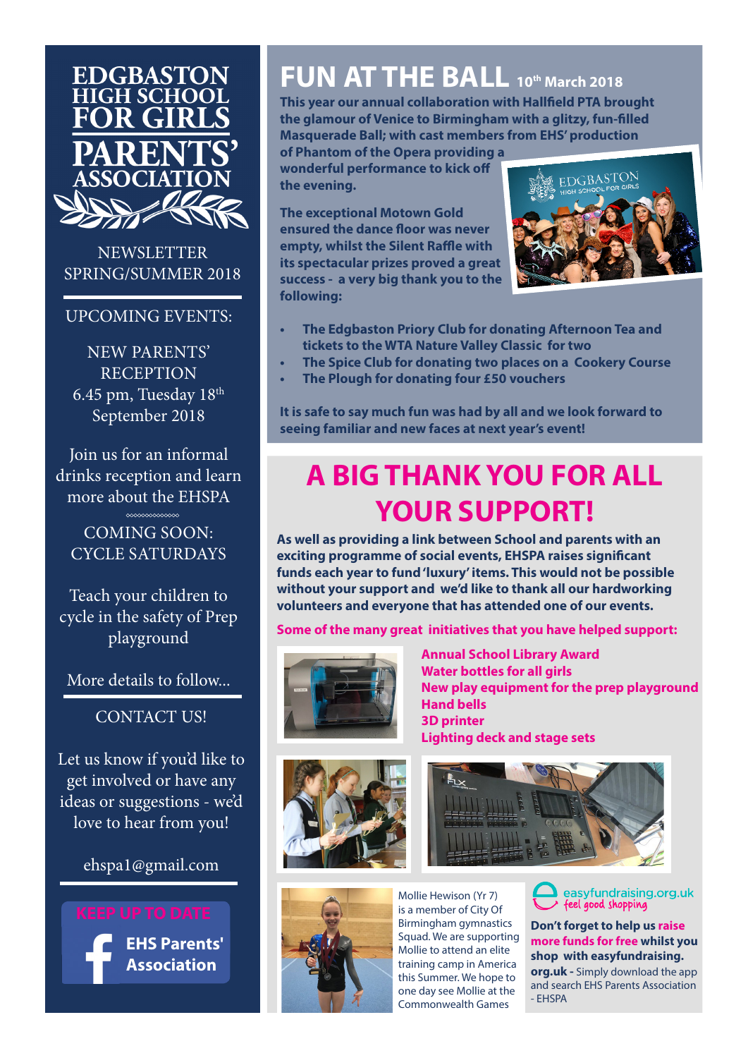# EDGBASTON HIGH SCHOOL FOR GIRLS PARENTS' ASSOCIATION

NEWSLETTER SPRING/SUMMER 2018

## UPCOMING EVENTS:

NEW PARENTS' RECEPTION
6.45 pm, Tuesday 18th September 2018

Join us for an informal drinks reception and learn more about the EHSPA

COMING SOON: CYCLE SATURDAYS

Teach your children to cycle in the safety of Prep playground

More details to follow...

## CONTACT US!

Let us know if you'd like to get involved or have any ideas or suggestions - we'd love to hear from you!

ehspa1@gmail.com

KEEP UP TO DATE

EHS Parents' Association

# FUN AT THE BALL 10th March 2018

**This year our annual collaboration with Hallfield PTA brought the glamour of Venice to Birmingham with a glitzy, fun-filled Masquerade Ball; with cast members from EHS' production of Phantom of the Opera providing a wonderful performance to kick off the evening.**

**The exceptional Motown Gold ensured the dance floor was never empty, whilst the Silent Raffle with its spectacular prizes proved a great success - a very big thank you to the following:**

- **The Edgbaston Priory Club for donating Afternoon Tea and tickets to the WTA Nature Valley Classic for two**
- **The Spice Club for donating two places on a Cookery Course**
- **The Plough for donating four £50 vouchers**

**It is safe to say much fun was had by all and we look forward to seeing familiar and new faces at next year's event!**

# A BIG THANK YOU FOR ALL YOUR SUPPORT!

**As well as providing a link between School and parents with an exciting programme of social events, EHSPA raises significant funds each year to fund 'luxury' items. This would not be possible without your support and we'd like to thank all our hardworking volunteers and everyone that has attended one of our events.**

**Some of the many great initiatives that you have helped support:**

**Annual School Library Award**
**Water bottles for all girls**
**New play equipment for the prep playground**
**Hand bells**
**3D printer**
**Lighting deck and stage sets**

Mollie Hewison (Yr 7) is a member of City Of Birmingham gymnastics Squad. We are supporting Mollie to attend an elite training camp in America this Summer. We hope to one day see Mollie at the Commonwealth Games

easyfundraising.org.uk feel good shopping

**Don't forget to help us raise more funds for free whilst you shop with easyfundraising.org.uk -** Simply download the app and search EHS Parents Association - EHSPA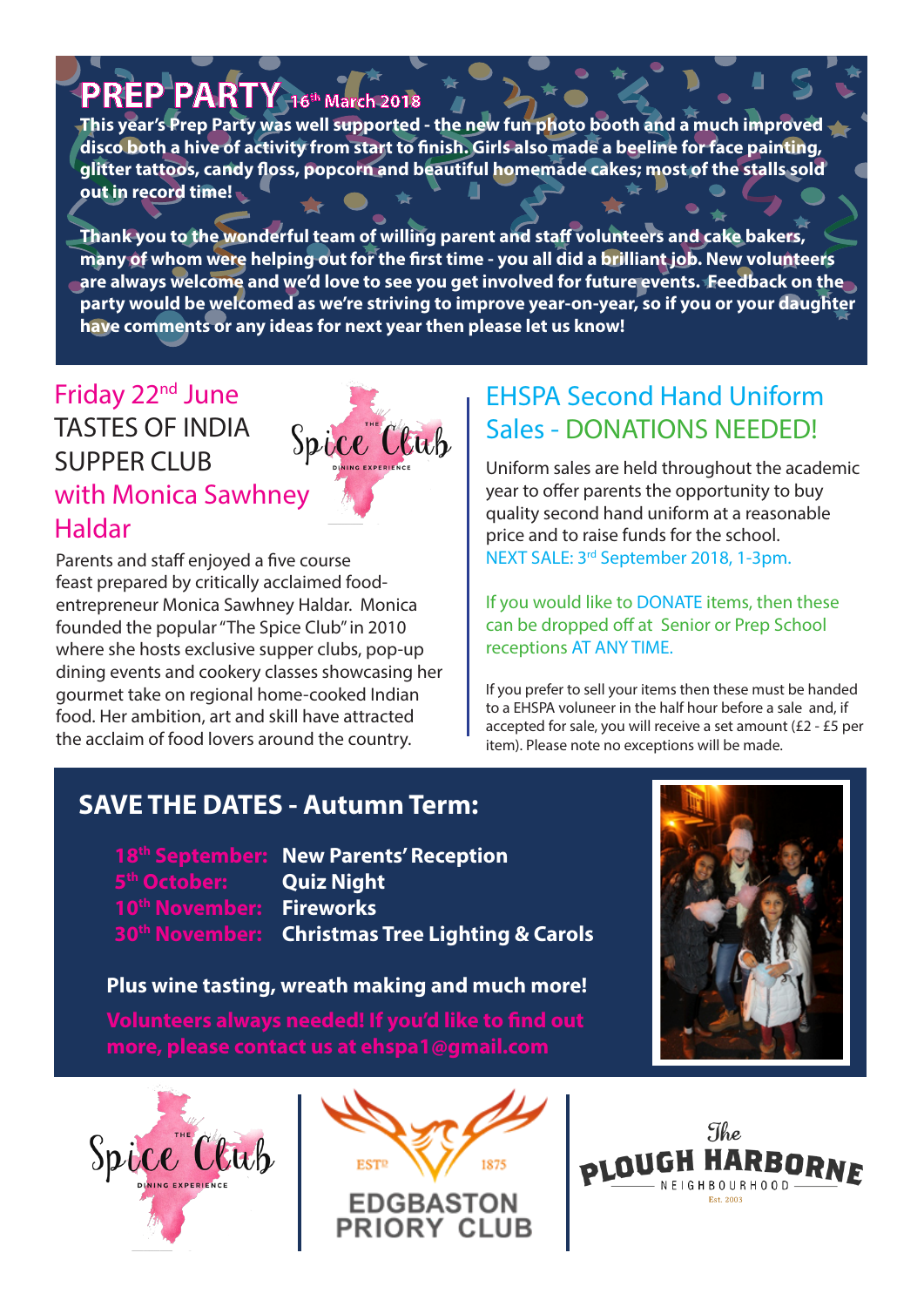## PREP PARTY 16th March 2018

**This year's Prep Party was well supported - the new fun photo booth and a much improved disco both a hive of activity from start to finish. Girls also made a beeline for face painting, glitter tattoos, candy floss, popcorn and beautiful homemade cakes; most of the stalls sold out in record time!**

**Thank you to the wonderful team of willing parent and staff volunteers and cake bakers, many of whom were helping out for the first time - you all did a brilliant job. New volunteers are always welcome and we'd love to see you get involved for future events. Feedback on the party would be welcomed as we're striving to improve year-on-year, so if you or your daughter have comments or any ideas for next year then please let us know!**

## Friday 22nd June
## TASTES OF INDIA SUPPER CLUB with Monica Sawhney Haldar

The Spice Club Dining Experience

Parents and staff enjoyed a five course feast prepared by critically acclaimed food-entrepreneur Monica Sawhney Haldar. Monica founded the popular "The Spice Club" in 2010 where she hosts exclusive supper clubs, pop-up dining events and cookery classes showcasing her gourmet take on regional home-cooked Indian food. Her ambition, art and skill have attracted the acclaim of food lovers around the country.

## EHSPA Second Hand Uniform Sales - DONATIONS NEEDED!

Uniform sales are held throughout the academic year to offer parents the opportunity to buy quality second hand uniform at a reasonable price and to raise funds for the school.
NEXT SALE: 3rd September 2018, 1-3pm.

If you would like to DONATE items, then these can be dropped off at Senior or Prep School receptions AT ANY TIME.

If you prefer to sell your items then these must be handed to a EHSPA voluneer in the half hour before a sale and, if accepted for sale, you will receive a set amount (£2 - £5 per item). Please note no exceptions will be made.

## SAVE THE DATES - Autumn Term:

| | |
|---|---|
| 18th September: | New Parents' Reception |
| 5th October: | Quiz Night |
| 10th November: | Fireworks |
| 30th November: | Christmas Tree Lighting & Carols |

**Plus wine tasting, wreath making and much more!**

**Volunteers always needed! If you'd like to find out more, please contact us at ehspa1@gmail.com**

The Spice Club Dining Experience

ESTD 1875 EDGBASTON PRIORY CLUB

The Plough Harborne Neighbourhood Est. 2003